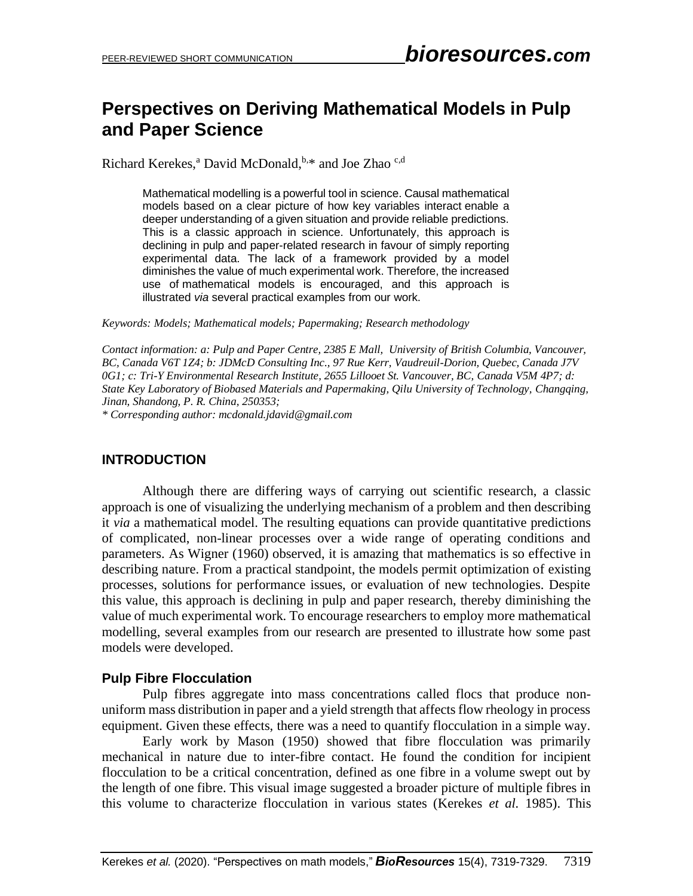PEER-REVIEWED SHORT COMMUNICATION

# Perspectives on Deriving Mathematical Models in Pulp and Paper Science

Richard Kerekes,[a] David McDonald,[b,*] and Joe Zhao [c,d]

> Mathematical modelling is a powerful tool in science. Causal mathematical models based on a clear picture of how key variables interact enable a deeper understanding of a given situation and provide reliable predictions. This is a classic approach in science. Unfortunately, this approach is declining in pulp and paper-related research in favour of simply reporting experimental data. The lack of a framework provided by a model diminishes the value of much experimental work. Therefore, the increased use of mathematical models is encouraged, and this approach is illustrated *via* several practical examples from our work.

*Keywords: Models; Mathematical models; Papermaking; Research methodology*

*Contact information: a: Pulp and Paper Centre, 2385 E Mall, University of British Columbia, Vancouver, BC, Canada V6T 1Z4; b: JDMcD Consulting Inc., 97 Rue Kerr, Vaudreuil-Dorion, Quebec, Canada J7V 0G1; c: Tri-Y Environmental Research Institute, 2655 Lillooet St. Vancouver, BC, Canada V5M 4P7; d: State Key Laboratory of Biobased Materials and Papermaking, Qilu University of Technology, Changqing, Jinan, Shandong, P. R. China, 250353;*
*\* Corresponding author: mcdonald.jdavid@gmail.com*

## INTRODUCTION

Although there are differing ways of carrying out scientific research, a classic approach is one of visualizing the underlying mechanism of a problem and then describing it *via* a mathematical model. The resulting equations can provide quantitative predictions of complicated, non-linear processes over a wide range of operating conditions and parameters. As Wigner (1960) observed, it is amazing that mathematics is so effective in describing nature. From a practical standpoint, the models permit optimization of existing processes, solutions for performance issues, or evaluation of new technologies. Despite this value, this approach is declining in pulp and paper research, thereby diminishing the value of much experimental work. To encourage researchers to employ more mathematical modelling, several examples from our research are presented to illustrate how some past models were developed.

### Pulp Fibre Flocculation

Pulp fibres aggregate into mass concentrations called flocs that produce non-uniform mass distribution in paper and a yield strength that affects flow rheology in process equipment. Given these effects, there was a need to quantify flocculation in a simple way.

Early work by Mason (1950) showed that fibre flocculation was primarily mechanical in nature due to inter-fibre contact. He found the condition for incipient flocculation to be a critical concentration, defined as one fibre in a volume swept out by the length of one fibre. This visual image suggested a broader picture of multiple fibres in this volume to characterize flocculation in various states (Kerekes *et al.* 1985). This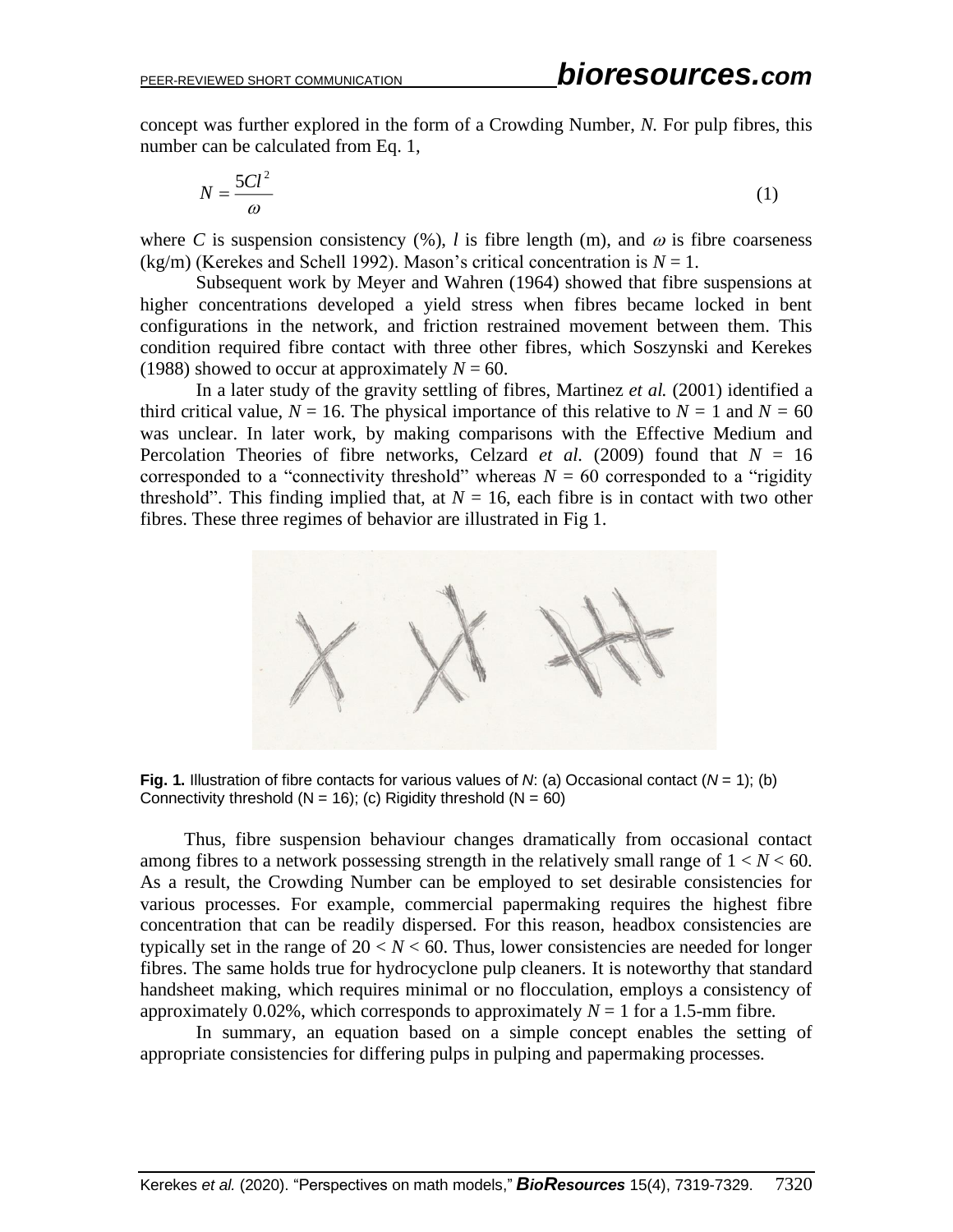concept was further explored in the form of a Crowding Number, *N*. For pulp fibres, this number can be calculated from Eq. 1,

$$N = \frac{5Cl^2}{\omega} \tag{1}$$

where $C$ is suspension consistency (%), $l$ is fibre length (m), and $\omega$ is fibre coarseness (kg/m) (Kerekes and Schell 1992). Mason's critical concentration is $N = 1$.

Subsequent work by Meyer and Wahren (1964) showed that fibre suspensions at higher concentrations developed a yield stress when fibres became locked in bent configurations in the network, and friction restrained movement between them. This condition required fibre contact with three other fibres, which Soszynski and Kerekes (1988) showed to occur at approximately $N = 60$.

In a later study of the gravity settling of fibres, Martinez *et al.* (2001) identified a third critical value, $N = 16$. The physical importance of this relative to $N = 1$ and $N = 60$ was unclear. In later work, by making comparisons with the Effective Medium and Percolation Theories of fibre networks, Celzard *et al.* (2009) found that $N = 16$ corresponded to a "connectivity threshold" whereas $N = 60$ corresponded to a "rigidity threshold". This finding implied that, at $N = 16$, each fibre is in contact with two other fibres. These three regimes of behavior are illustrated in Fig 1.

**Fig. 1.** Illustration of fibre contacts for various values of $N$: (a) Occasional contact ($N = 1$); (b) Connectivity threshold ($N = 16$); (c) Rigidity threshold ($N = 60$)

Thus, fibre suspension behaviour changes dramatically from occasional contact among fibres to a network possessing strength in the relatively small range of $1 < N < 60$. As a result, the Crowding Number can be employed to set desirable consistencies for various processes. For example, commercial papermaking requires the highest fibre concentration that can be readily dispersed. For this reason, headbox consistencies are typically set in the range of $20 < N < 60$. Thus, lower consistencies are needed for longer fibres. The same holds true for hydrocyclone pulp cleaners. It is noteworthy that standard handsheet making, which requires minimal or no flocculation, employs a consistency of approximately 0.02%, which corresponds to approximately $N = 1$ for a 1.5-mm fibre.

In summary, an equation based on a simple concept enables the setting of appropriate consistencies for differing pulps in pulping and papermaking processes.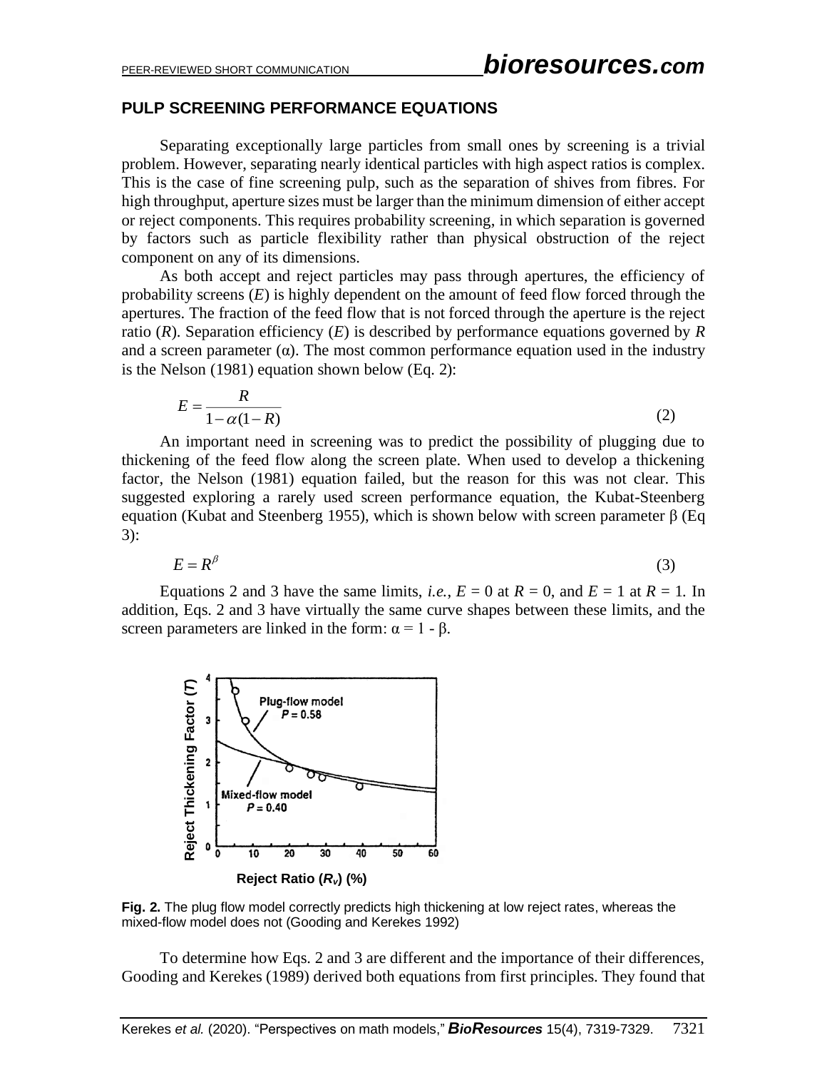## PULP SCREENING PERFORMANCE EQUATIONS

Separating exceptionally large particles from small ones by screening is a trivial problem. However, separating nearly identical particles with high aspect ratios is complex. This is the case of fine screening pulp, such as the separation of shives from fibres. For high throughput, aperture sizes must be larger than the minimum dimension of either accept or reject components. This requires probability screening, in which separation is governed by factors such as particle flexibility rather than physical obstruction of the reject component on any of its dimensions.

As both accept and reject particles may pass through apertures, the efficiency of probability screens ($E$) is highly dependent on the amount of feed flow forced through the apertures. The fraction of the feed flow that is not forced through the aperture is the reject ratio ($R$). Separation efficiency ($E$) is described by performance equations governed by $R$ and a screen parameter ($\alpha$). The most common performance equation used in the industry is the Nelson (1981) equation shown below (Eq. 2):

$$E = \frac{R}{1 - \alpha(1 - R)} \tag{2}$$

An important need in screening was to predict the possibility of plugging due to thickening of the feed flow along the screen plate. When used to develop a thickening factor, the Nelson (1981) equation failed, but the reason for this was not clear. This suggested exploring a rarely used screen performance equation, the Kubat-Steenberg equation (Kubat and Steenberg 1955), which is shown below with screen parameter $\beta$ (Eq 3):

$$E = R^{\beta} \tag{3}$$

Equations 2 and 3 have the same limits, *i.e.*, $E = 0$ at $R = 0$, and $E = 1$ at $R = 1$. In addition, Eqs. 2 and 3 have virtually the same curve shapes between these limits, and the screen parameters are linked in the form: $\alpha = 1 - \beta$.

**Fig. 2.** The plug flow model correctly predicts high thickening at low reject rates, whereas the mixed-flow model does not (Gooding and Kerekes 1992)

To determine how Eqs. 2 and 3 are different and the importance of their differences, Gooding and Kerekes (1989) derived both equations from first principles. They found that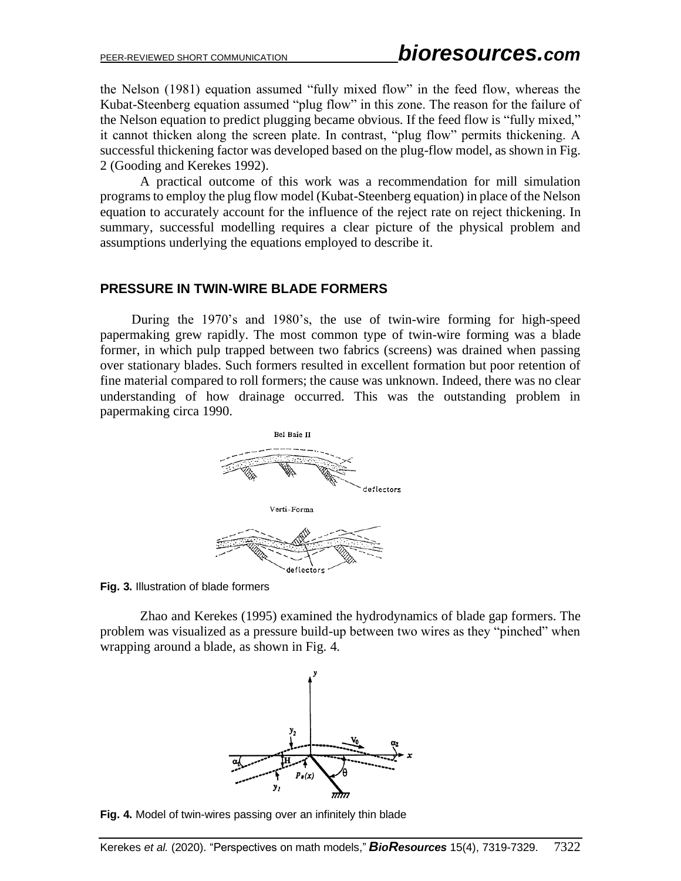the Nelson (1981) equation assumed "fully mixed flow" in the feed flow, whereas the Kubat-Steenberg equation assumed "plug flow" in this zone. The reason for the failure of the Nelson equation to predict plugging became obvious. If the feed flow is "fully mixed," it cannot thicken along the screen plate. In contrast, "plug flow" permits thickening. A successful thickening factor was developed based on the plug-flow model, as shown in Fig. 2 (Gooding and Kerekes 1992).

A practical outcome of this work was a recommendation for mill simulation programs to employ the plug flow model (Kubat-Steenberg equation) in place of the Nelson equation to accurately account for the influence of the reject rate on reject thickening. In summary, successful modelling requires a clear picture of the physical problem and assumptions underlying the equations employed to describe it.

## PRESSURE IN TWIN-WIRE BLADE FORMERS

During the 1970's and 1980's, the use of twin-wire forming for high-speed papermaking grew rapidly. The most common type of twin-wire forming was a blade former, in which pulp trapped between two fabrics (screens) was drained when passing over stationary blades. Such formers resulted in excellent formation but poor retention of fine material compared to roll formers; the cause was unknown. Indeed, there was no clear understanding of how drainage occurred. This was the outstanding problem in papermaking circa 1990.

**Fig. 3.** Illustration of blade formers

Zhao and Kerekes (1995) examined the hydrodynamics of blade gap formers. The problem was visualized as a pressure build-up between two wires as they "pinched" when wrapping around a blade, as shown in Fig. 4.

**Fig. 4.** Model of twin-wires passing over an infinitely thin blade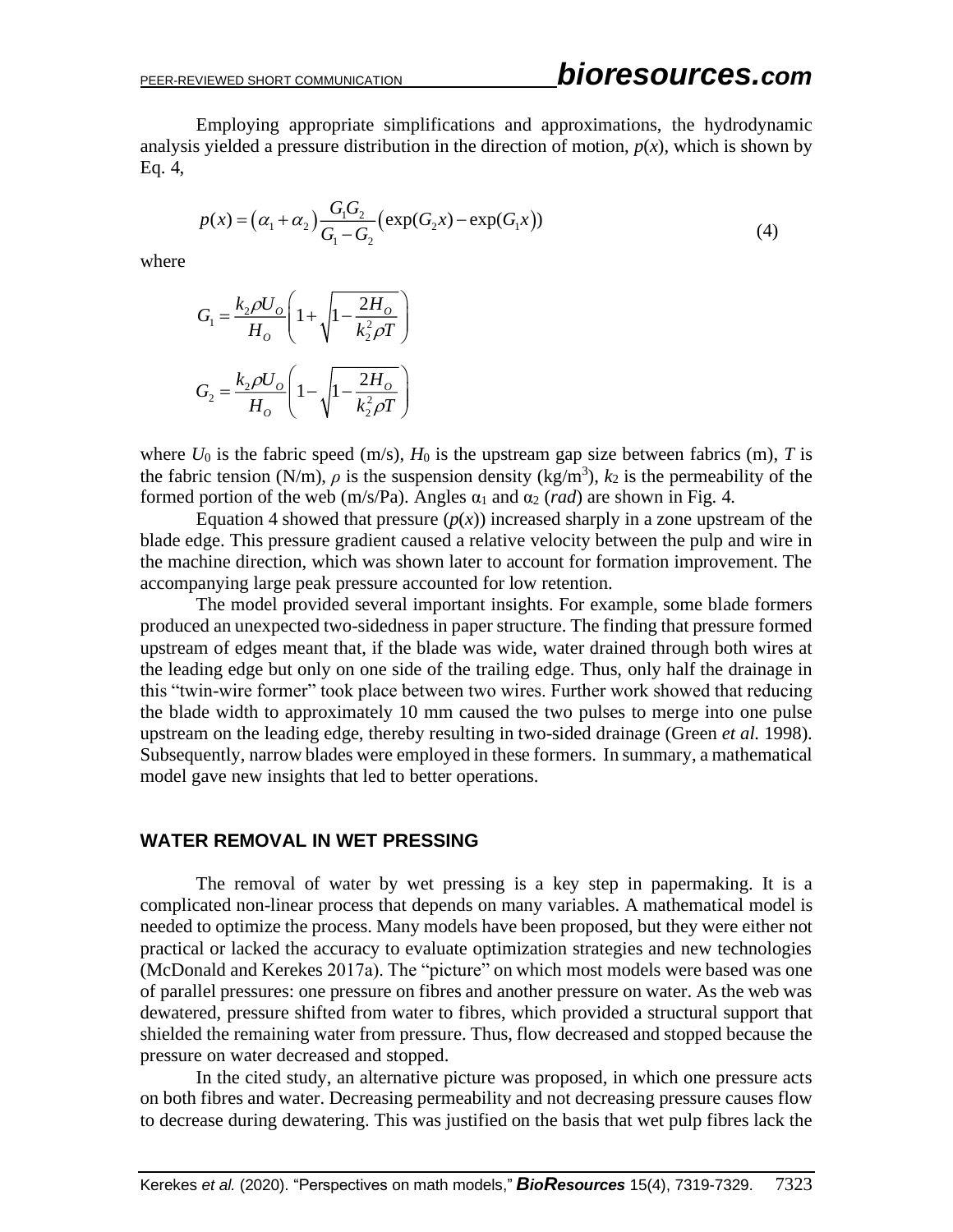Employing appropriate simplifications and approximations, the hydrodynamic analysis yielded a pressure distribution in the direction of motion, $p(x)$, which is shown by Eq. 4,

$$p(x) = (\alpha_1 + \alpha_2)\frac{G_1 G_2}{G_1 - G_2}\left(\exp(G_2 x) - \exp(G_1 x)\right) \tag{4}$$

where

$$G_1 = \frac{k_2 \rho U_O}{H_O}\left(1 + \sqrt{1 - \frac{2H_O}{k_2^2 \rho T}}\right)$$

$$G_2 = \frac{k_2 \rho U_O}{H_O}\left(1 - \sqrt{1 - \frac{2H_O}{k_2^2 \rho T}}\right)$$

where $U_0$ is the fabric speed (m/s), $H_0$ is the upstream gap size between fabrics (m), $T$ is the fabric tension (N/m), $\rho$ is the suspension density (kg/m$^3$), $k_2$ is the permeability of the formed portion of the web (m/s/Pa). Angles $\alpha_1$ and $\alpha_2$ (*rad*) are shown in Fig. 4.

Equation 4 showed that pressure ($p(x)$) increased sharply in a zone upstream of the blade edge. This pressure gradient caused a relative velocity between the pulp and wire in the machine direction, which was shown later to account for formation improvement. The accompanying large peak pressure accounted for low retention.

The model provided several important insights. For example, some blade formers produced an unexpected two-sidedness in paper structure. The finding that pressure formed upstream of edges meant that, if the blade was wide, water drained through both wires at the leading edge but only on one side of the trailing edge. Thus, only half the drainage in this "twin-wire former" took place between two wires. Further work showed that reducing the blade width to approximately 10 mm caused the two pulses to merge into one pulse upstream on the leading edge, thereby resulting in two-sided drainage (Green *et al.* 1998). Subsequently, narrow blades were employed in these formers. In summary, a mathematical model gave new insights that led to better operations.

## WATER REMOVAL IN WET PRESSING

The removal of water by wet pressing is a key step in papermaking. It is a complicated non-linear process that depends on many variables. A mathematical model is needed to optimize the process. Many models have been proposed, but they were either not practical or lacked the accuracy to evaluate optimization strategies and new technologies (McDonald and Kerekes 2017a). The "picture" on which most models were based was one of parallel pressures: one pressure on fibres and another pressure on water. As the web was dewatered, pressure shifted from water to fibres, which provided a structural support that shielded the remaining water from pressure. Thus, flow decreased and stopped because the pressure on water decreased and stopped.

In the cited study, an alternative picture was proposed, in which one pressure acts on both fibres and water. Decreasing permeability and not decreasing pressure causes flow to decrease during dewatering. This was justified on the basis that wet pulp fibres lack the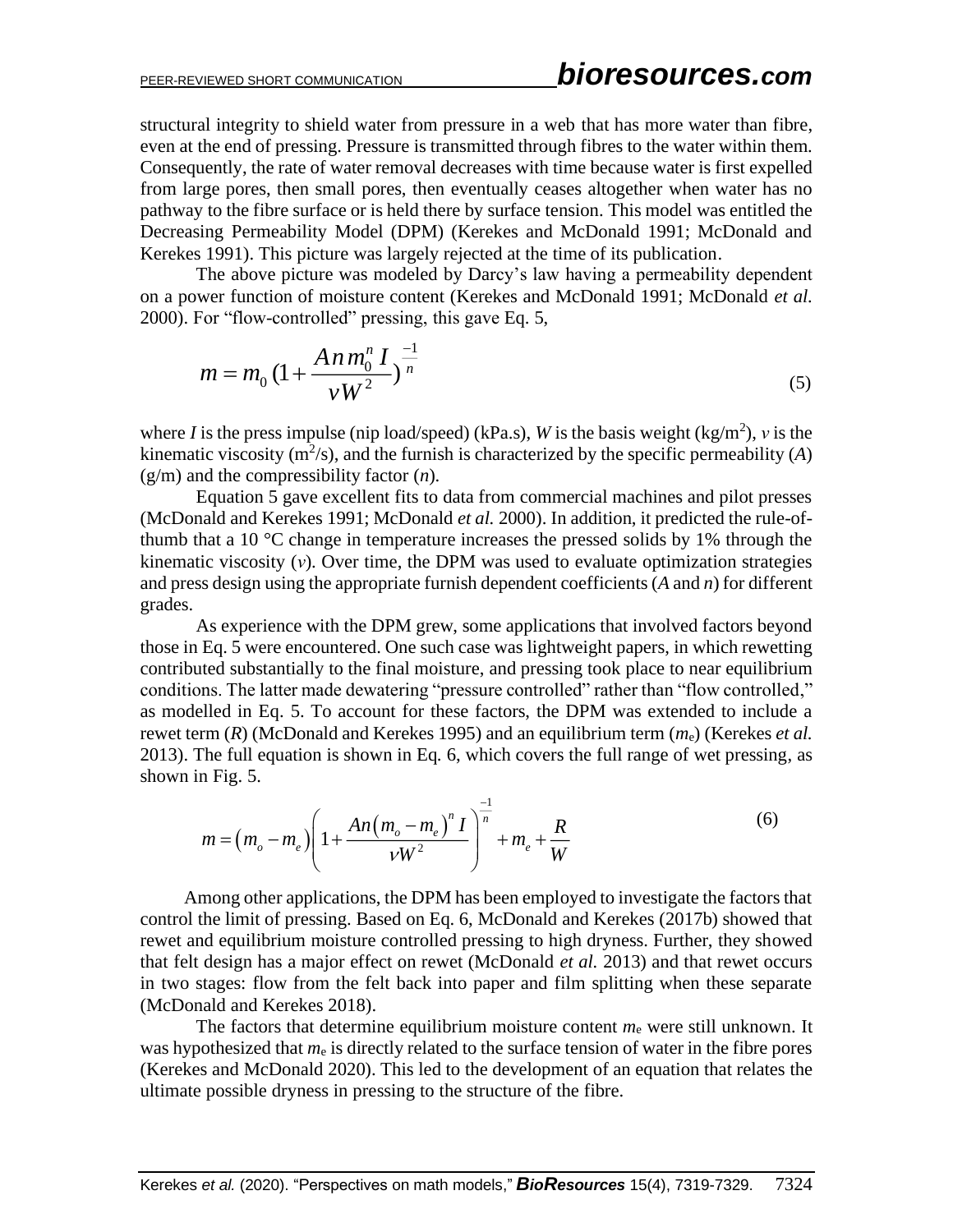structural integrity to shield water from pressure in a web that has more water than fibre, even at the end of pressing. Pressure is transmitted through fibres to the water within them. Consequently, the rate of water removal decreases with time because water is first expelled from large pores, then small pores, then eventually ceases altogether when water has no pathway to the fibre surface or is held there by surface tension. This model was entitled the Decreasing Permeability Model (DPM) (Kerekes and McDonald 1991; McDonald and Kerekes 1991). This picture was largely rejected at the time of its publication.

The above picture was modeled by Darcy's law having a permeability dependent on a power function of moisture content (Kerekes and McDonald 1991; McDonald *et al.* 2000). For "flow-controlled" pressing, this gave Eq. 5,

$$m = m_0 \left(1 + \frac{A n m_0^n I}{v W^2}\right)^{\frac{-1}{n}} \tag{5}$$

where $I$ is the press impulse (nip load/speed) (kPa.s), $W$ is the basis weight (kg/m$^2$), $v$ is the kinematic viscosity (m$^2$/s), and the furnish is characterized by the specific permeability ($A$) (g/m) and the compressibility factor ($n$).

Equation 5 gave excellent fits to data from commercial machines and pilot presses (McDonald and Kerekes 1991; McDonald *et al.* 2000). In addition, it predicted the rule-of-thumb that a 10 °C change in temperature increases the pressed solids by 1% through the kinematic viscosity ($v$). Over time, the DPM was used to evaluate optimization strategies and press design using the appropriate furnish dependent coefficients ($A$ and $n$) for different grades.

As experience with the DPM grew, some applications that involved factors beyond those in Eq. 5 were encountered. One such case was lightweight papers, in which rewetting contributed substantially to the final moisture, and pressing took place to near equilibrium conditions. The latter made dewatering "pressure controlled" rather than "flow controlled," as modelled in Eq. 5. To account for these factors, the DPM was extended to include a rewet term ($R$) (McDonald and Kerekes 1995) and an equilibrium term ($m_e$) (Kerekes *et al.* 2013). The full equation is shown in Eq. 6, which covers the full range of wet pressing, as shown in Fig. 5.

$$m = \left(m_o - m_e\right)\left(1 + \frac{An\left(m_o - m_e\right)^n I}{vW^2}\right)^{\frac{-1}{n}} + m_e + \frac{R}{W} \tag{6}$$

Among other applications, the DPM has been employed to investigate the factors that control the limit of pressing. Based on Eq. 6, McDonald and Kerekes (2017b) showed that rewet and equilibrium moisture controlled pressing to high dryness. Further, they showed that felt design has a major effect on rewet (McDonald *et al.* 2013) and that rewet occurs in two stages: flow from the felt back into paper and film splitting when these separate (McDonald and Kerekes 2018).

The factors that determine equilibrium moisture content $m_e$ were still unknown. It was hypothesized that $m_e$ is directly related to the surface tension of water in the fibre pores (Kerekes and McDonald 2020). This led to the development of an equation that relates the ultimate possible dryness in pressing to the structure of the fibre.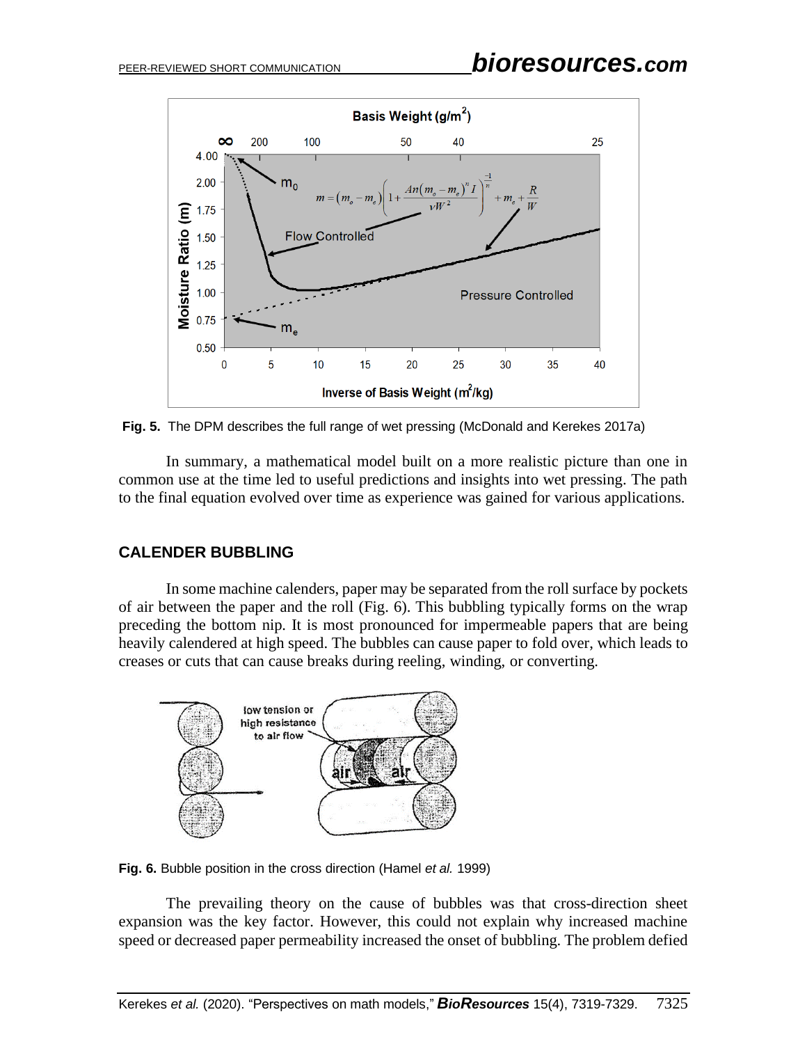**Fig. 5.** The DPM describes the full range of wet pressing (McDonald and Kerekes 2017a)

In summary, a mathematical model built on a more realistic picture than one in common use at the time led to useful predictions and insights into wet pressing. The path to the final equation evolved over time as experience was gained for various applications.

## CALENDER BUBBLING

In some machine calenders, paper may be separated from the roll surface by pockets of air between the paper and the roll (Fig. 6). This bubbling typically forms on the wrap preceding the bottom nip. It is most pronounced for impermeable papers that are being heavily calendered at high speed. The bubbles can cause paper to fold over, which leads to creases or cuts that can cause breaks during reeling, winding, or converting.

**Fig. 6.** Bubble position in the cross direction (Hamel *et al.* 1999)

The prevailing theory on the cause of bubbles was that cross-direction sheet expansion was the key factor. However, this could not explain why increased machine speed or decreased paper permeability increased the onset of bubbling. The problem defied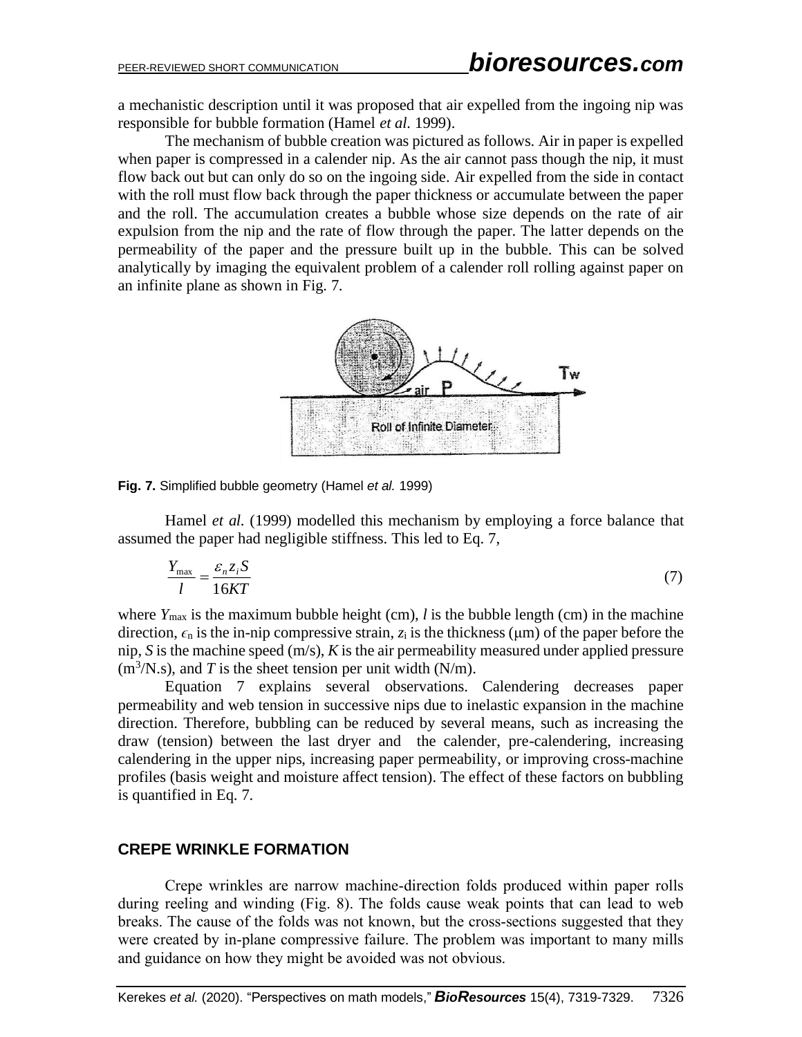a mechanistic description until it was proposed that air expelled from the ingoing nip was responsible for bubble formation (Hamel *et al.* 1999).

The mechanism of bubble creation was pictured as follows. Air in paper is expelled when paper is compressed in a calender nip. As the air cannot pass though the nip, it must flow back out but can only do so on the ingoing side. Air expelled from the side in contact with the roll must flow back through the paper thickness or accumulate between the paper and the roll. The accumulation creates a bubble whose size depends on the rate of air expulsion from the nip and the rate of flow through the paper. The latter depends on the permeability of the paper and the pressure built up in the bubble. This can be solved analytically by imaging the equivalent problem of a calender roll rolling against paper on an infinite plane as shown in Fig. 7.

**Fig. 7.** Simplified bubble geometry (Hamel *et al.* 1999)

Hamel *et al.* (1999) modelled this mechanism by employing a force balance that assumed the paper had negligible stiffness. This led to Eq. 7,

$$\frac{Y_{\max}}{l} = \frac{\varepsilon_n z_i S}{16KT} \tag{7}$$

where $Y_{\max}$ is the maximum bubble height (cm), $l$ is the bubble length (cm) in the machine direction, $\epsilon_n$ is the in-nip compressive strain, $z_i$ is the thickness (μm) of the paper before the nip, $S$ is the machine speed (m/s), $K$ is the air permeability measured under applied pressure ($m^3$/N.s), and $T$ is the sheet tension per unit width (N/m).

Equation 7 explains several observations. Calendering decreases paper permeability and web tension in successive nips due to inelastic expansion in the machine direction. Therefore, bubbling can be reduced by several means, such as increasing the draw (tension) between the last dryer and the calender, pre-calendering, increasing calendering in the upper nips, increasing paper permeability, or improving cross-machine profiles (basis weight and moisture affect tension). The effect of these factors on bubbling is quantified in Eq. 7.

## CREPE WRINKLE FORMATION

Crepe wrinkles are narrow machine-direction folds produced within paper rolls during reeling and winding (Fig. 8). The folds cause weak points that can lead to web breaks. The cause of the folds was not known, but the cross-sections suggested that they were created by in-plane compressive failure. The problem was important to many mills and guidance on how they might be avoided was not obvious.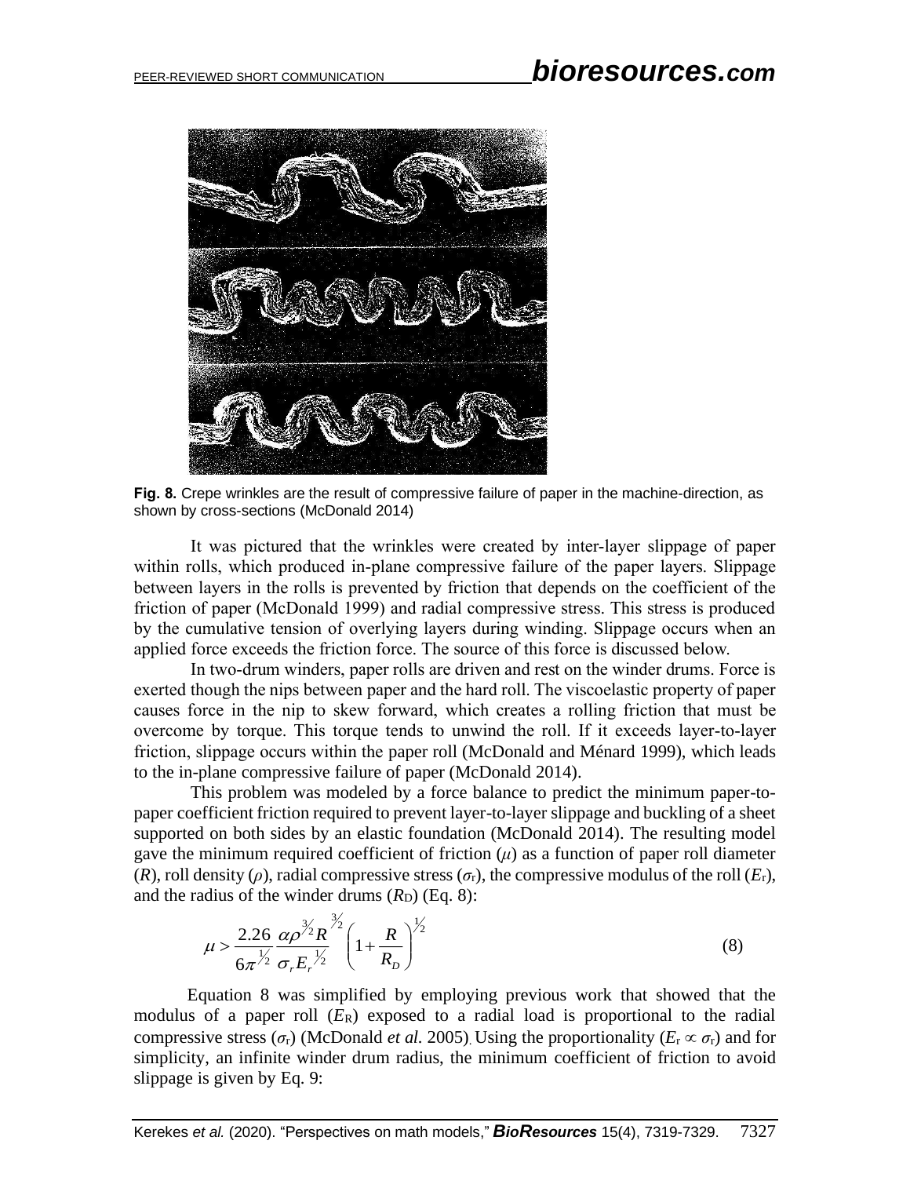**Fig. 8.** Crepe wrinkles are the result of compressive failure of paper in the machine-direction, as shown by cross-sections (McDonald 2014)

It was pictured that the wrinkles were created by inter-layer slippage of paper within rolls, which produced in-plane compressive failure of the paper layers. Slippage between layers in the rolls is prevented by friction that depends on the coefficient of the friction of paper (McDonald 1999) and radial compressive stress. This stress is produced by the cumulative tension of overlying layers during winding. Slippage occurs when an applied force exceeds the friction force. The source of this force is discussed below.

In two-drum winders, paper rolls are driven and rest on the winder drums. Force is exerted though the nips between paper and the hard roll. The viscoelastic property of paper causes force in the nip to skew forward, which creates a rolling friction that must be overcome by torque. This torque tends to unwind the roll. If it exceeds layer-to-layer friction, slippage occurs within the paper roll (McDonald and Ménard 1999), which leads to the in-plane compressive failure of paper (McDonald 2014).

This problem was modeled by a force balance to predict the minimum paper-to-paper coefficient friction required to prevent layer-to-layer slippage and buckling of a sheet supported on both sides by an elastic foundation (McDonald 2014). The resulting model gave the minimum required coefficient of friction ($\mu$) as a function of paper roll diameter ($R$), roll density ($\rho$), radial compressive stress ($\sigma_r$), the compressive modulus of the roll ($E_r$), and the radius of the winder drums ($R_D$) (Eq. 8):

$$\mu > \frac{2.26}{6\pi^{1/2}} \frac{\alpha \rho^{3/2} R^{3/2}}{\sigma_r E_r^{1/2}} \left(1 + \frac{R}{R_D}\right)^{1/2} \tag{8}$$

Equation 8 was simplified by employing previous work that showed that the modulus of a paper roll ($E_R$) exposed to a radial load is proportional to the radial compressive stress ($\sigma_r$) (McDonald *et al.* 2005). Using the proportionality ($E_r \propto \sigma_r$) and for simplicity, an infinite winder drum radius, the minimum coefficient of friction to avoid slippage is given by Eq. 9: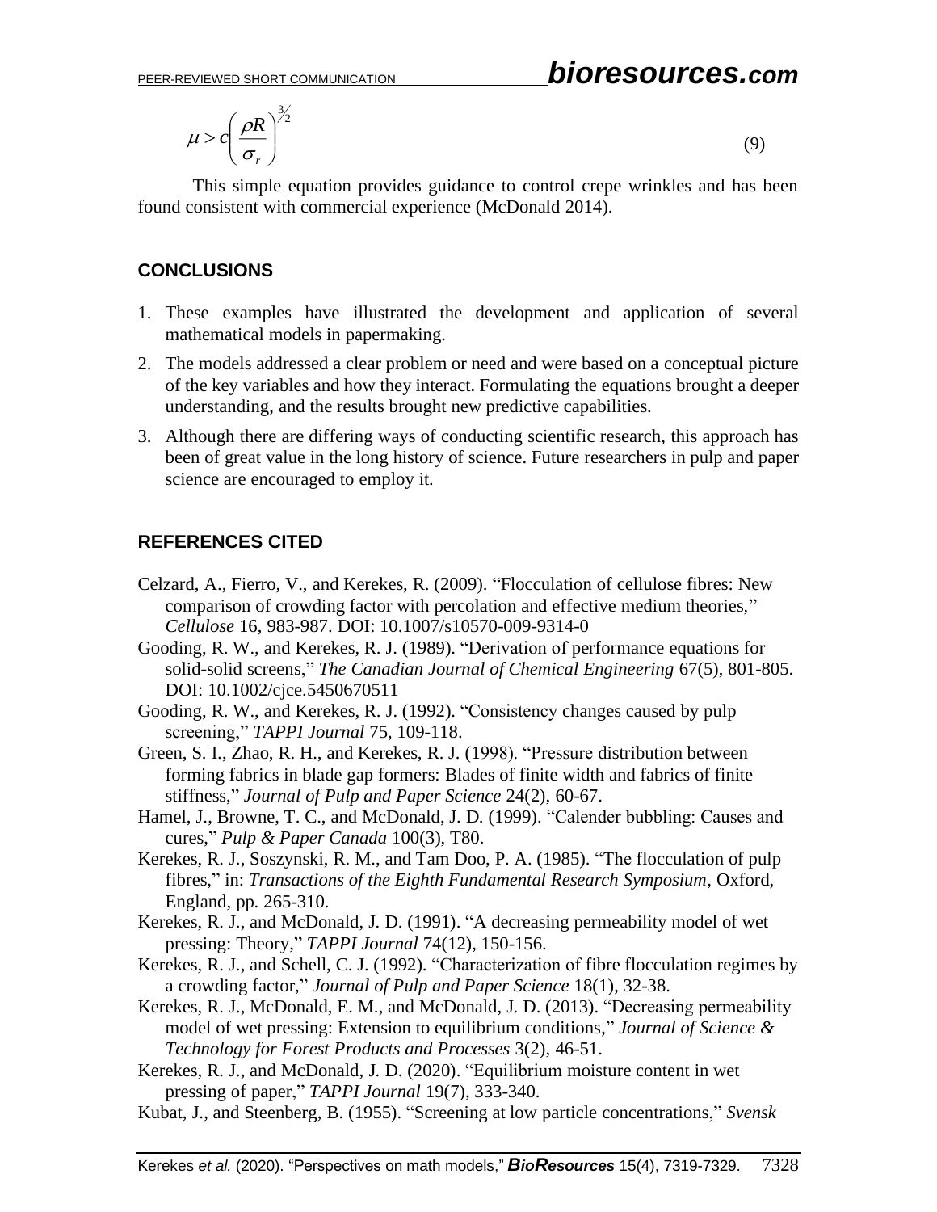$$\mu > c\left(\frac{\rho R}{\sigma_r}\right)^{3/2} \tag{9}$$

This simple equation provides guidance to control crepe wrinkles and has been found consistent with commercial experience (McDonald 2014).

## CONCLUSIONS

1. These examples have illustrated the development and application of several mathematical models in papermaking.
2. The models addressed a clear problem or need and were based on a conceptual picture of the key variables and how they interact. Formulating the equations brought a deeper understanding, and the results brought new predictive capabilities.
3. Although there are differing ways of conducting scientific research, this approach has been of great value in the long history of science. Future researchers in pulp and paper science are encouraged to employ it.

## REFERENCES CITED

Celzard, A., Fierro, V., and Kerekes, R. (2009). "Flocculation of cellulose fibres: New comparison of crowding factor with percolation and effective medium theories," *Cellulose* 16, 983-987. DOI: 10.1007/s10570-009-9314-0

Gooding, R. W., and Kerekes, R. J. (1989). "Derivation of performance equations for solid-solid screens," *The Canadian Journal of Chemical Engineering* 67(5), 801-805. DOI: 10.1002/cjce.5450670511

Gooding, R. W., and Kerekes, R. J. (1992). "Consistency changes caused by pulp screening," *TAPPI Journal* 75, 109-118.

Green, S. I., Zhao, R. H., and Kerekes, R. J. (1998). "Pressure distribution between forming fabrics in blade gap formers: Blades of finite width and fabrics of finite stiffness," *Journal of Pulp and Paper Science* 24(2), 60-67.

Hamel, J., Browne, T. C., and McDonald, J. D. (1999). "Calender bubbling: Causes and cures," *Pulp & Paper Canada* 100(3), T80.

Kerekes, R. J., Soszynski, R. M., and Tam Doo, P. A. (1985). "The flocculation of pulp fibres," in: *Transactions of the Eighth Fundamental Research Symposium*, Oxford, England, pp. 265-310.

Kerekes, R. J., and McDonald, J. D. (1991). "A decreasing permeability model of wet pressing: Theory," *TAPPI Journal* 74(12), 150-156.

Kerekes, R. J., and Schell, C. J. (1992). "Characterization of fibre flocculation regimes by a crowding factor," *Journal of Pulp and Paper Science* 18(1), 32-38.

Kerekes, R. J., McDonald, E. M., and McDonald, J. D. (2013). "Decreasing permeability model of wet pressing: Extension to equilibrium conditions," *Journal of Science & Technology for Forest Products and Processes* 3(2), 46-51.

Kerekes, R. J., and McDonald, J. D. (2020). "Equilibrium moisture content in wet pressing of paper," *TAPPI Journal* 19(7), 333-340.

Kubat, J., and Steenberg, B. (1955). "Screening at low particle concentrations," *Svensk*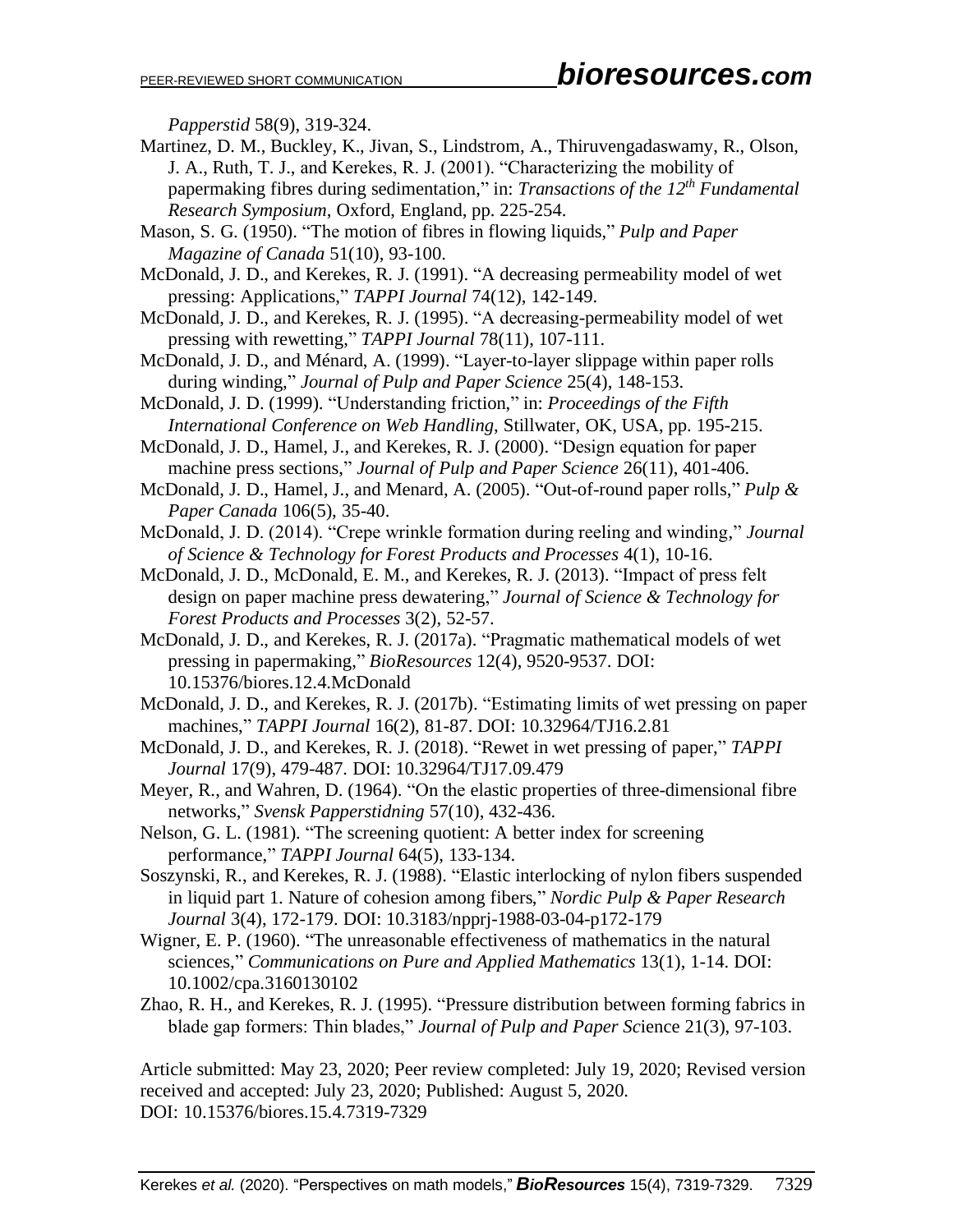*Papperstid* 58(9), 319-324.

Martinez, D. M., Buckley, K., Jivan, S., Lindstrom, A., Thiruvengadaswamy, R., Olson, J. A., Ruth, T. J., and Kerekes, R. J. (2001). "Characterizing the mobility of papermaking fibres during sedimentation," in: *Transactions of the 12th Fundamental Research Symposium*, Oxford, England, pp. 225-254.

Mason, S. G. (1950). "The motion of fibres in flowing liquids," *Pulp and Paper Magazine of Canada* 51(10), 93-100.

McDonald, J. D., and Kerekes, R. J. (1991). "A decreasing permeability model of wet pressing: Applications," *TAPPI Journal* 74(12), 142-149.

McDonald, J. D., and Kerekes, R. J. (1995). "A decreasing-permeability model of wet pressing with rewetting," *TAPPI Journal* 78(11), 107-111.

McDonald, J. D., and Ménard, A. (1999). "Layer-to-layer slippage within paper rolls during winding," *Journal of Pulp and Paper Science* 25(4), 148-153.

McDonald, J. D. (1999). "Understanding friction," in: *Proceedings of the Fifth International Conference on Web Handling*, Stillwater, OK, USA, pp. 195-215.

McDonald, J. D., Hamel, J., and Kerekes, R. J. (2000). "Design equation for paper machine press sections," *Journal of Pulp and Paper Science* 26(11), 401-406.

McDonald, J. D., Hamel, J., and Menard, A. (2005). "Out-of-round paper rolls," *Pulp & Paper Canada* 106(5), 35-40.

McDonald, J. D. (2014). "Crepe wrinkle formation during reeling and winding," *Journal of Science & Technology for Forest Products and Processes* 4(1), 10-16.

McDonald, J. D., McDonald, E. M., and Kerekes, R. J. (2013). "Impact of press felt design on paper machine press dewatering," *Journal of Science & Technology for Forest Products and Processes* 3(2), 52-57.

McDonald, J. D., and Kerekes, R. J. (2017a). "Pragmatic mathematical models of wet pressing in papermaking," *BioResources* 12(4), 9520-9537. DOI: 10.15376/biores.12.4.McDonald

McDonald, J. D., and Kerekes, R. J. (2017b). "Estimating limits of wet pressing on paper machines," *TAPPI Journal* 16(2), 81-87. DOI: 10.32964/TJ16.2.81

McDonald, J. D., and Kerekes, R. J. (2018). "Rewet in wet pressing of paper," *TAPPI Journal* 17(9), 479-487. DOI: 10.32964/TJ17.09.479

Meyer, R., and Wahren, D. (1964). "On the elastic properties of three-dimensional fibre networks," *Svensk Papperstidning* 57(10), 432-436.

Nelson, G. L. (1981). "The screening quotient: A better index for screening performance," *TAPPI Journal* 64(5), 133-134.

Soszynski, R., and Kerekes, R. J. (1988). "Elastic interlocking of nylon fibers suspended in liquid part 1. Nature of cohesion among fibers," *Nordic Pulp & Paper Research Journal* 3(4), 172-179. DOI: 10.3183/npprj-1988-03-04-p172-179

Wigner, E. P. (1960). "The unreasonable effectiveness of mathematics in the natural sciences," *Communications on Pure and Applied Mathematics* 13(1), 1-14. DOI: 10.1002/cpa.3160130102

Zhao, R. H., and Kerekes, R. J. (1995). "Pressure distribution between forming fabrics in blade gap formers: Thin blades," *Journal of Pulp and Paper Sc*ience 21(3), 97-103.

Article submitted: May 23, 2020; Peer review completed: July 19, 2020; Revised version received and accepted: July 23, 2020; Published: August 5, 2020.
DOI: 10.15376/biores.15.4.7319-7329